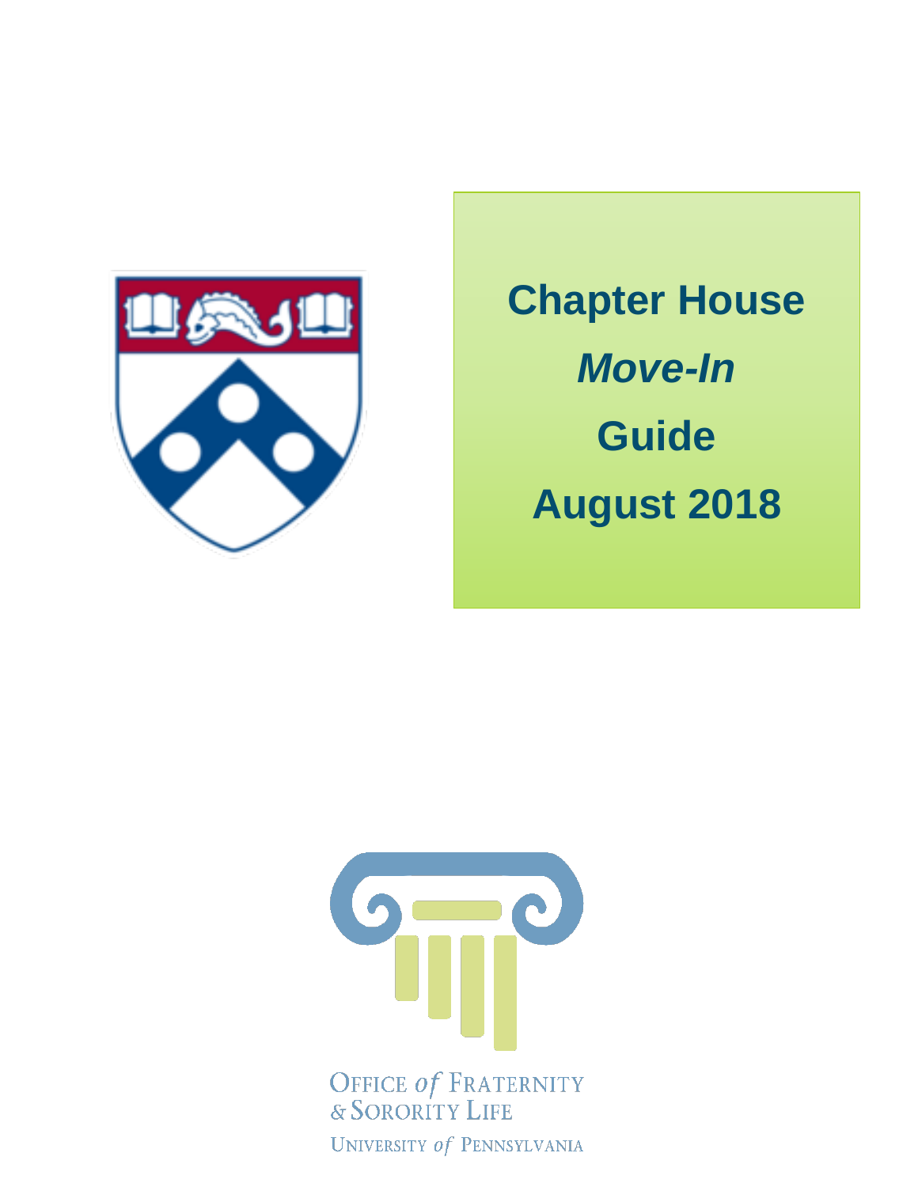# Chapter House *Move-In* Guide August 2018

OFFICE *of* FRATERNITY & SORORITY LIFE

UNIVERSITY *of* PENNSYLVANIA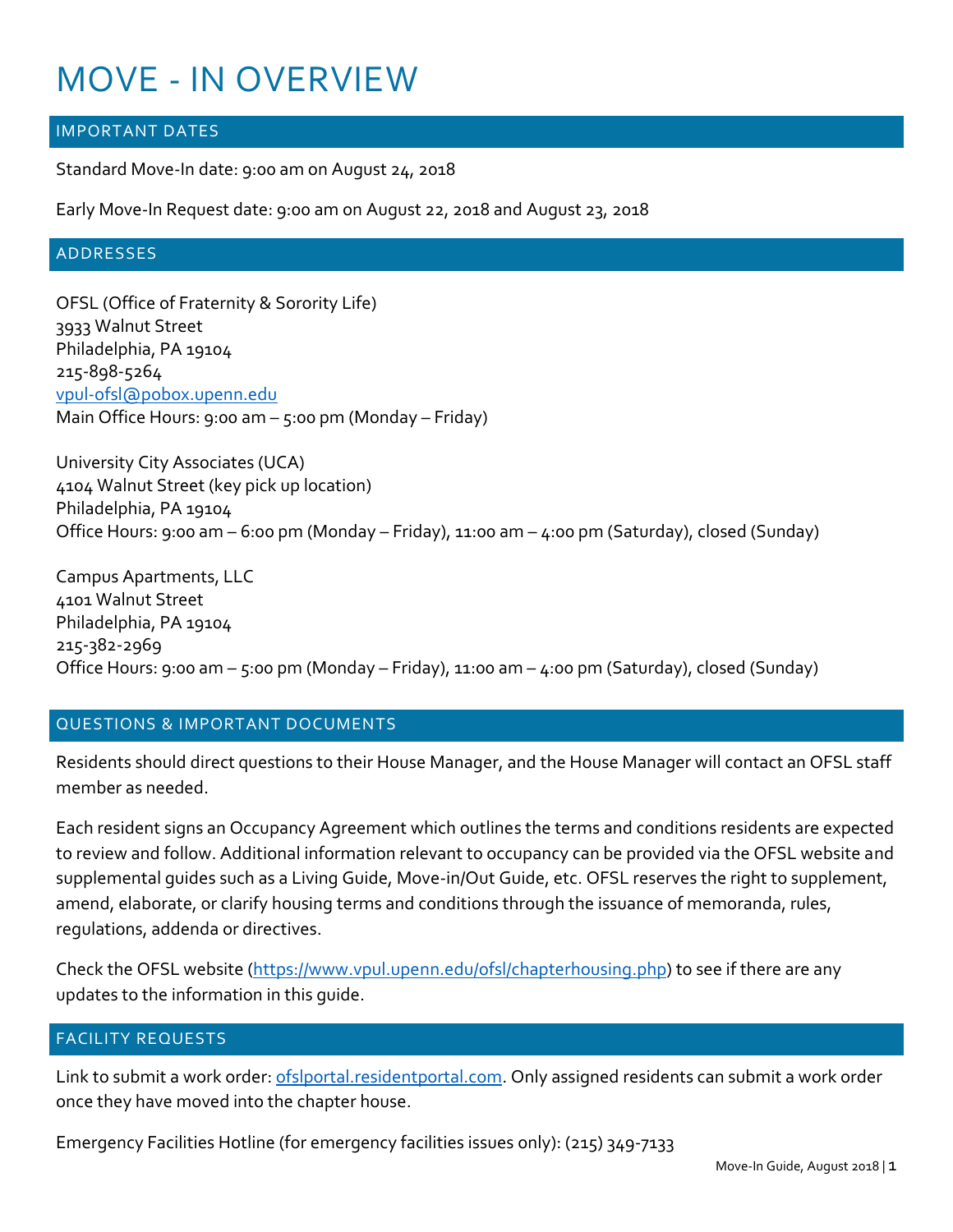# MOVE - IN OVERVIEW

## IMPORTANT DATES

Standard Move-In date: 9:00 am on August 24, 2018

Early Move-In Request date: 9:00 am on August 22, 2018 and August 23, 2018

## ADDRESSES

OFSL (Office of Fraternity & Sorority Life)
3933 Walnut Street
Philadelphia, PA 19104
215-898-5264
vpul-ofsl@pobox.upenn.edu
Main Office Hours: 9:00 am – 5:00 pm (Monday – Friday)

University City Associates (UCA)
4104 Walnut Street (key pick up location)
Philadelphia, PA 19104
Office Hours: 9:00 am – 6:00 pm (Monday – Friday), 11:00 am – 4:00 pm (Saturday), closed (Sunday)

Campus Apartments, LLC
4101 Walnut Street
Philadelphia, PA 19104
215-382-2969
Office Hours: 9:00 am – 5:00 pm (Monday – Friday), 11:00 am – 4:00 pm (Saturday), closed (Sunday)

## QUESTIONS & IMPORTANT DOCUMENTS

Residents should direct questions to their House Manager, and the House Manager will contact an OFSL staff member as needed.

Each resident signs an Occupancy Agreement which outlines the terms and conditions residents are expected to review and follow. Additional information relevant to occupancy can be provided via the OFSL website and supplemental guides such as a Living Guide, Move-in/Out Guide, etc. OFSL reserves the right to supplement, amend, elaborate, or clarify housing terms and conditions through the issuance of memoranda, rules, regulations, addenda or directives.

Check the OFSL website (https://www.vpul.upenn.edu/ofsl/chapterhousing.php) to see if there are any updates to the information in this guide.

## FACILITY REQUESTS

Link to submit a work order: ofslportal.residentportal.com. Only assigned residents can submit a work order once they have moved into the chapter house.

Emergency Facilities Hotline (for emergency facilities issues only): (215) 349-7133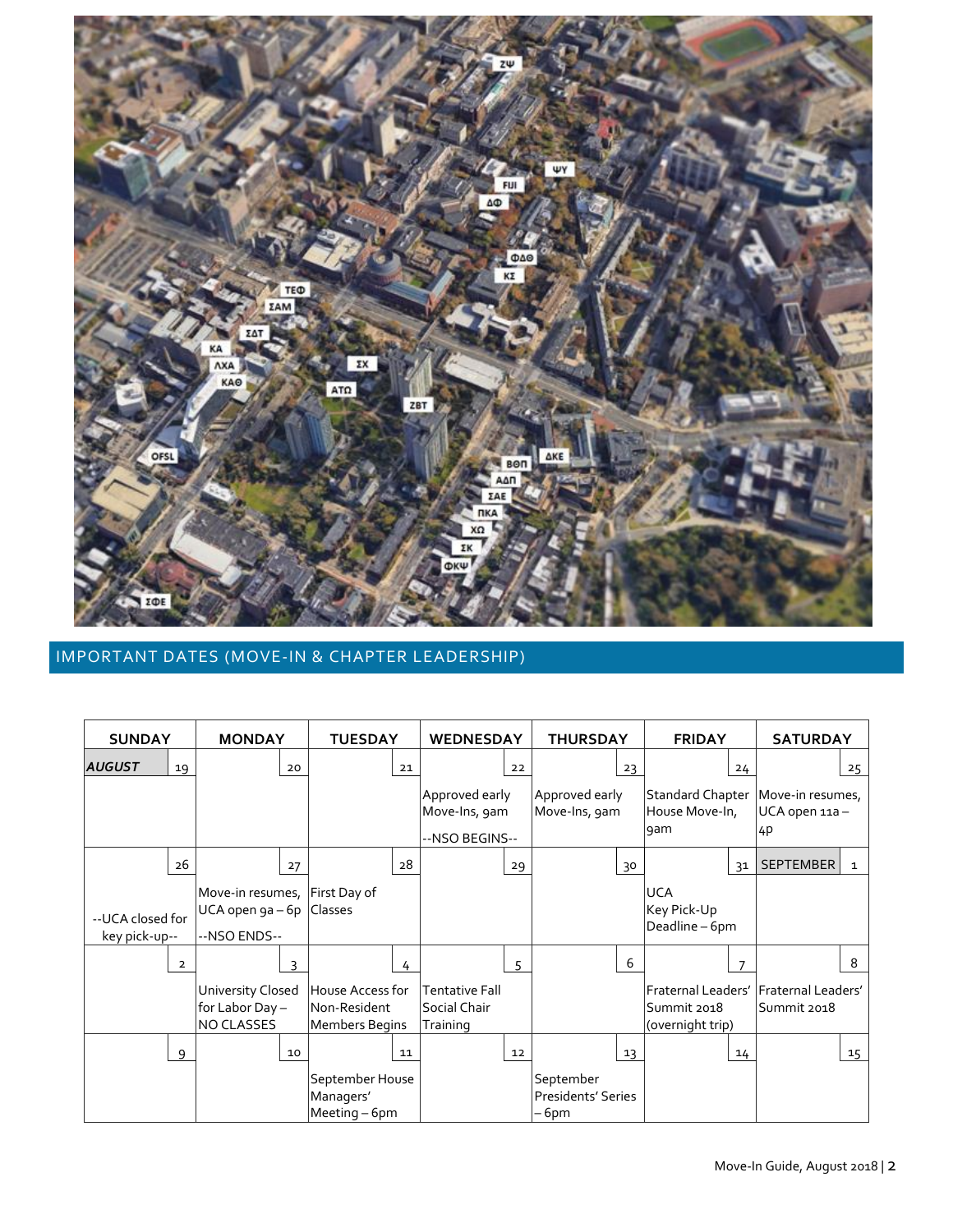## IMPORTANT DATES (MOVE-IN & CHAPTER LEADERSHIP)

| SUNDAY | MONDAY | TUESDAY | WEDNESDAY | THURSDAY | FRIDAY | SATURDAY |
|---|---|---|---|---|---|---|
| ***AUGUST*** 19 | 20 | 21 | 22<br>Approved early Move-Ins, 9am<br>--NSO BEGINS-- | 23<br>Approved early Move-Ins, 9am | 24<br>Standard Chapter House Move-In, 9am | 25<br>Move-in resumes, UCA open 11a – 4p |
| 26<br>--UCA closed for key pick-up-- | 27<br>Move-in resumes, UCA open 9a – 6p<br>--NSO ENDS-- | 28<br>First Day of Classes | 29 | 30 | 31<br>UCA Key Pick-Up Deadline – 6pm | SEPTEMBER 1 |
| 2 | 3<br>University Closed for Labor Day – NO CLASSES | 4<br>House Access for Non-Resident Members Begins | 5<br>Tentative Fall Social Chair Training | 6 | 7<br>Fraternal Leaders' Summit 2018 (overnight trip) | 8<br>Fraternal Leaders' Summit 2018 |
| 9 | 10 | 11<br>September House Managers' Meeting – 6pm | 12 | 13<br>September Presidents' Series – 6pm | 14 | 15 |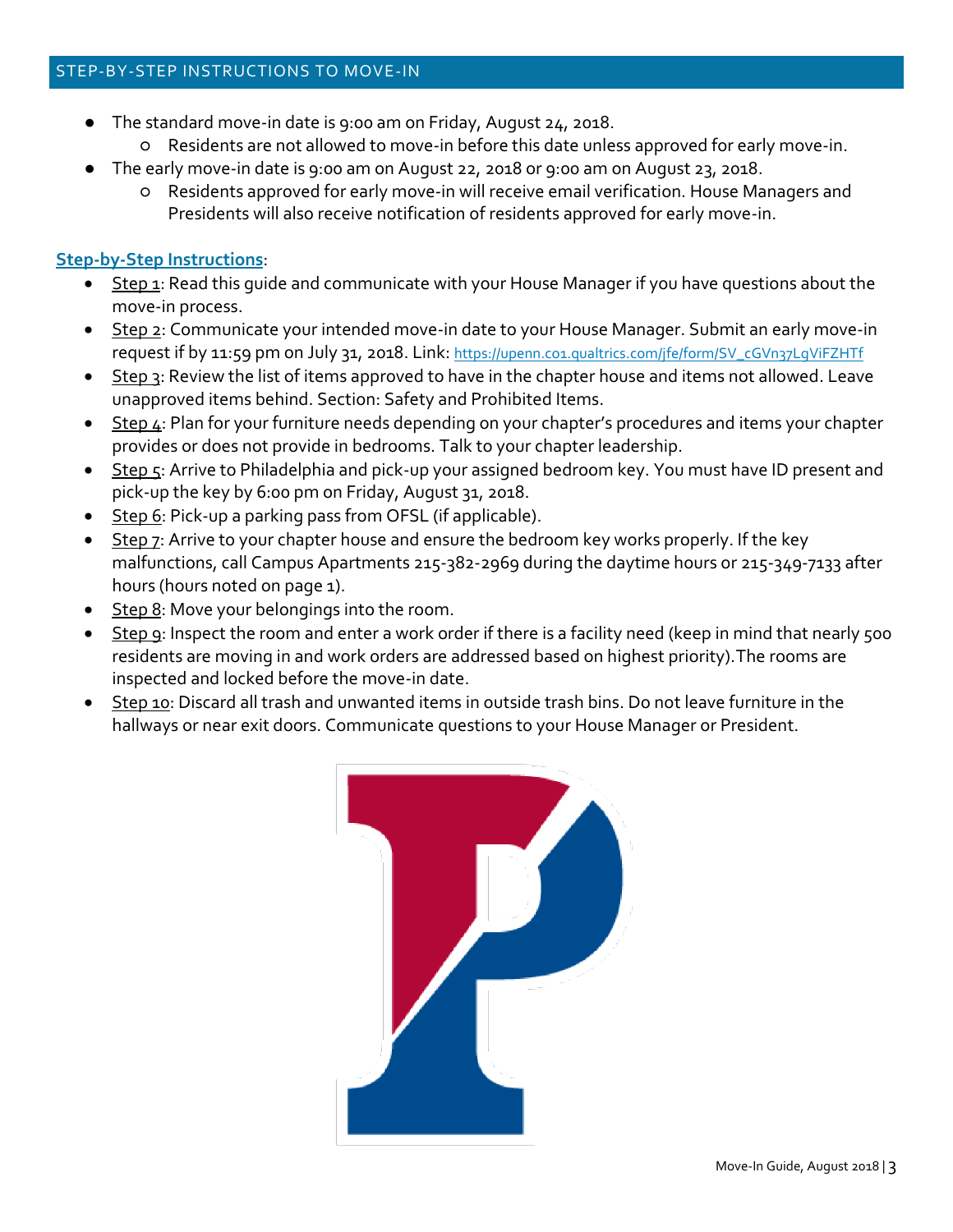## STEP-BY-STEP INSTRUCTIONS TO MOVE-IN

- The standard move-in date is 9:00 am on Friday, August 24, 2018.
  - Residents are not allowed to move-in before this date unless approved for early move-in.
- The early move-in date is 9:00 am on August 22, 2018 or 9:00 am on August 23, 2018.
  - Residents approved for early move-in will receive email verification. House Managers and Presidents will also receive notification of residents approved for early move-in.

**Step-by-Step Instructions**:

- Step 1: Read this guide and communicate with your House Manager if you have questions about the move-in process.
- Step 2: Communicate your intended move-in date to your House Manager. Submit an early move-in request if by 11:59 pm on July 31, 2018. Link: https://upenn.co1.qualtrics.com/jfe/form/SV_cGVn37LgViFZHTf
- Step 3: Review the list of items approved to have in the chapter house and items not allowed. Leave unapproved items behind. Section: Safety and Prohibited Items.
- Step 4: Plan for your furniture needs depending on your chapter's procedures and items your chapter provides or does not provide in bedrooms. Talk to your chapter leadership.
- Step 5: Arrive to Philadelphia and pick-up your assigned bedroom key. You must have ID present and pick-up the key by 6:00 pm on Friday, August 31, 2018.
- Step 6: Pick-up a parking pass from OFSL (if applicable).
- Step 7: Arrive to your chapter house and ensure the bedroom key works properly. If the key malfunctions, call Campus Apartments 215-382-2969 during the daytime hours or 215-349-7133 after hours (hours noted on page 1).
- Step 8: Move your belongings into the room.
- Step 9: Inspect the room and enter a work order if there is a facility need (keep in mind that nearly 500 residents are moving in and work orders are addressed based on highest priority).The rooms are inspected and locked before the move-in date.
- Step 10: Discard all trash and unwanted items in outside trash bins. Do not leave furniture in the hallways or near exit doors. Communicate questions to your House Manager or President.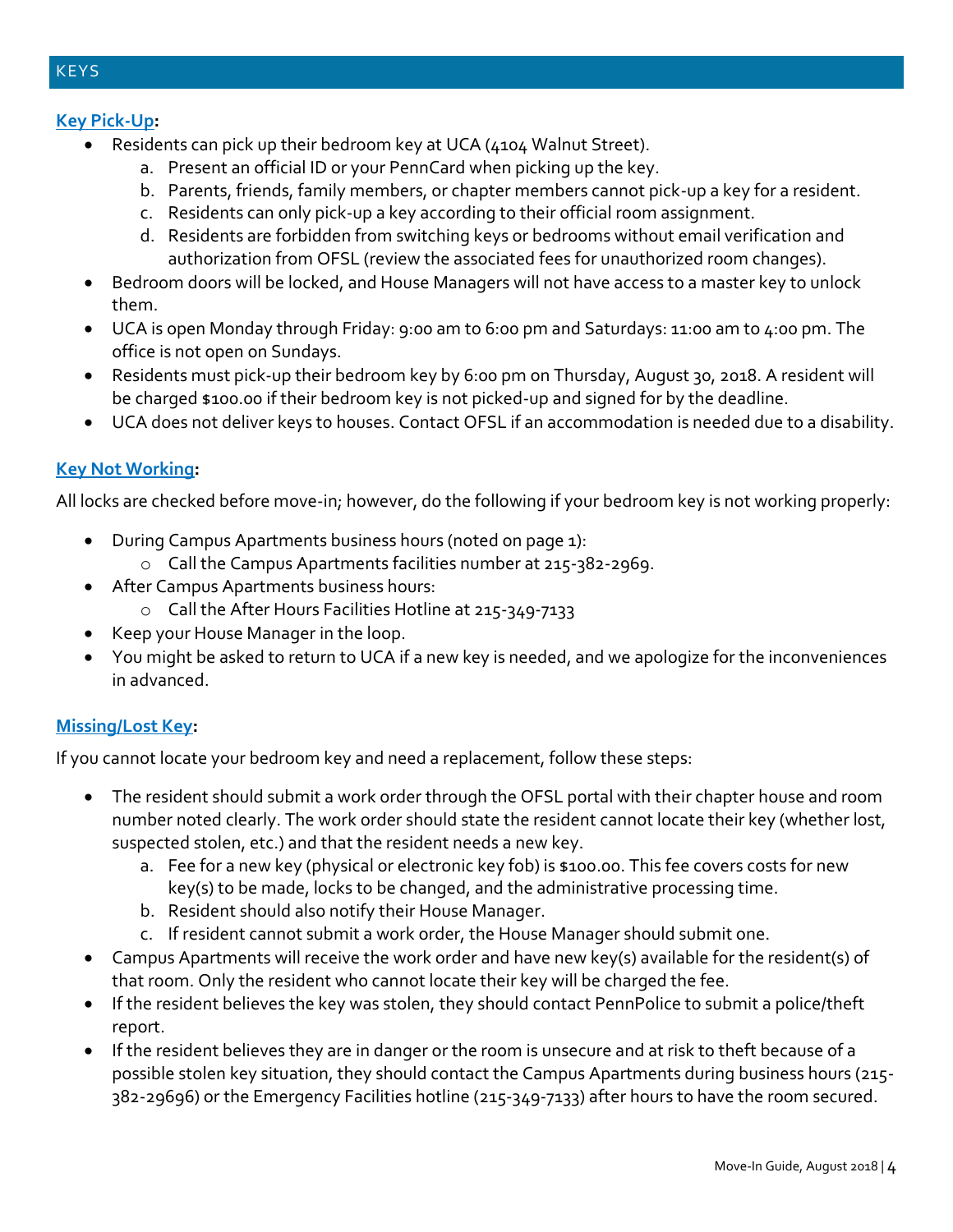## KEYS

**Key Pick-Up:**

- Residents can pick up their bedroom key at UCA (4104 Walnut Street).
    a. Present an official ID or your PennCard when picking up the key.
    b. Parents, friends, family members, or chapter members cannot pick-up a key for a resident.
    c. Residents can only pick-up a key according to their official room assignment.
    d. Residents are forbidden from switching keys or bedrooms without email verification and authorization from OFSL (review the associated fees for unauthorized room changes).
- Bedroom doors will be locked, and House Managers will not have access to a master key to unlock them.
- UCA is open Monday through Friday: 9:00 am to 6:00 pm and Saturdays: 11:00 am to 4:00 pm. The office is not open on Sundays.
- Residents must pick-up their bedroom key by 6:00 pm on Thursday, August 30, 2018. A resident will be charged $100.00 if their bedroom key is not picked-up and signed for by the deadline.
- UCA does not deliver keys to houses. Contact OFSL if an accommodation is needed due to a disability.

**Key Not Working:**

All locks are checked before move-in; however, do the following if your bedroom key is not working properly:

- During Campus Apartments business hours (noted on page 1):
    - Call the Campus Apartments facilities number at 215-382-2969.
- After Campus Apartments business hours:
    - Call the After Hours Facilities Hotline at 215-349-7133
- Keep your House Manager in the loop.
- You might be asked to return to UCA if a new key is needed, and we apologize for the inconveniences in advanced.

**Missing/Lost Key:**

If you cannot locate your bedroom key and need a replacement, follow these steps:

- The resident should submit a work order through the OFSL portal with their chapter house and room number noted clearly. The work order should state the resident cannot locate their key (whether lost, suspected stolen, etc.) and that the resident needs a new key.
    a. Fee for a new key (physical or electronic key fob) is $100.00. This fee covers costs for new key(s) to be made, locks to be changed, and the administrative processing time.
    b. Resident should also notify their House Manager.
    c. If resident cannot submit a work order, the House Manager should submit one.
- Campus Apartments will receive the work order and have new key(s) available for the resident(s) of that room. Only the resident who cannot locate their key will be charged the fee.
- If the resident believes the key was stolen, they should contact PennPolice to submit a police/theft report.
- If the resident believes they are in danger or the room is unsecure and at risk to theft because of a possible stolen key situation, they should contact the Campus Apartments during business hours (215-382-29696) or the Emergency Facilities hotline (215-349-7133) after hours to have the room secured.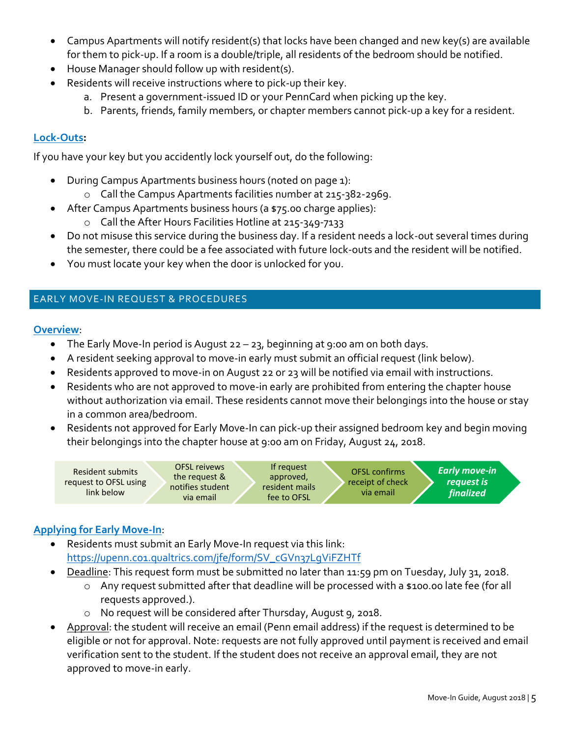- Campus Apartments will notify resident(s) that locks have been changed and new key(s) are available for them to pick-up. If a room is a double/triple, all residents of the bedroom should be notified.
- House Manager should follow up with resident(s).
- Residents will receive instructions where to pick-up their key.
    a. Present a government-issued ID or your PennCard when picking up the key.
    b. Parents, friends, family members, or chapter members cannot pick-up a key for a resident.

### Lock-Outs:

If you have your key but you accidently lock yourself out, do the following:

- During Campus Apartments business hours (noted on page 1):
    - Call the Campus Apartments facilities number at 215-382-2969.
- After Campus Apartments business hours (a $75.00 charge applies):
    - Call the After Hours Facilities Hotline at 215-349-7133
- Do not misuse this service during the business day. If a resident needs a lock-out several times during the semester, there could be a fee associated with future lock-outs and the resident will be notified.
- You must locate your key when the door is unlocked for you.

## EARLY MOVE-IN REQUEST & PROCEDURES

### Overview:

- The Early Move-In period is August 22 – 23, beginning at 9:00 am on both days.
- A resident seeking approval to move-in early must submit an official request (link below).
- Residents approved to move-in on August 22 or 23 will be notified via email with instructions.
- Residents who are not approved to move-in early are prohibited from entering the chapter house without authorization via email. These residents cannot move their belongings into the house or stay in a common area/bedroom.
- Residents not approved for Early Move-In can pick-up their assigned bedroom key and begin moving their belongings into the chapter house at 9:00 am on Friday, August 24, 2018.

Resident submits request to OFSL using link below → OFSL reivews the request & notifies student via email → If request approved, resident mails fee to OFSL → OFSL confirms receipt of check via email → ***Early move-in request is finalized***

### Applying for Early Move-In:

- Residents must submit an Early Move-In request via this link: https://upenn.co1.qualtrics.com/jfe/form/SV_cGVn37LgViFZHTf
- Deadline: This request form must be submitted no later than 11:59 pm on Tuesday, July 31, 2018.
    - Any request submitted after that deadline will be processed with a $100.00 late fee (for all requests approved.).
    - No request will be considered after Thursday, August 9, 2018.
- Approval: the student will receive an email (Penn email address) if the request is determined to be eligible or not for approval. Note: requests are not fully approved until payment is received and email verification sent to the student. If the student does not receive an approval email, they are not approved to move-in early.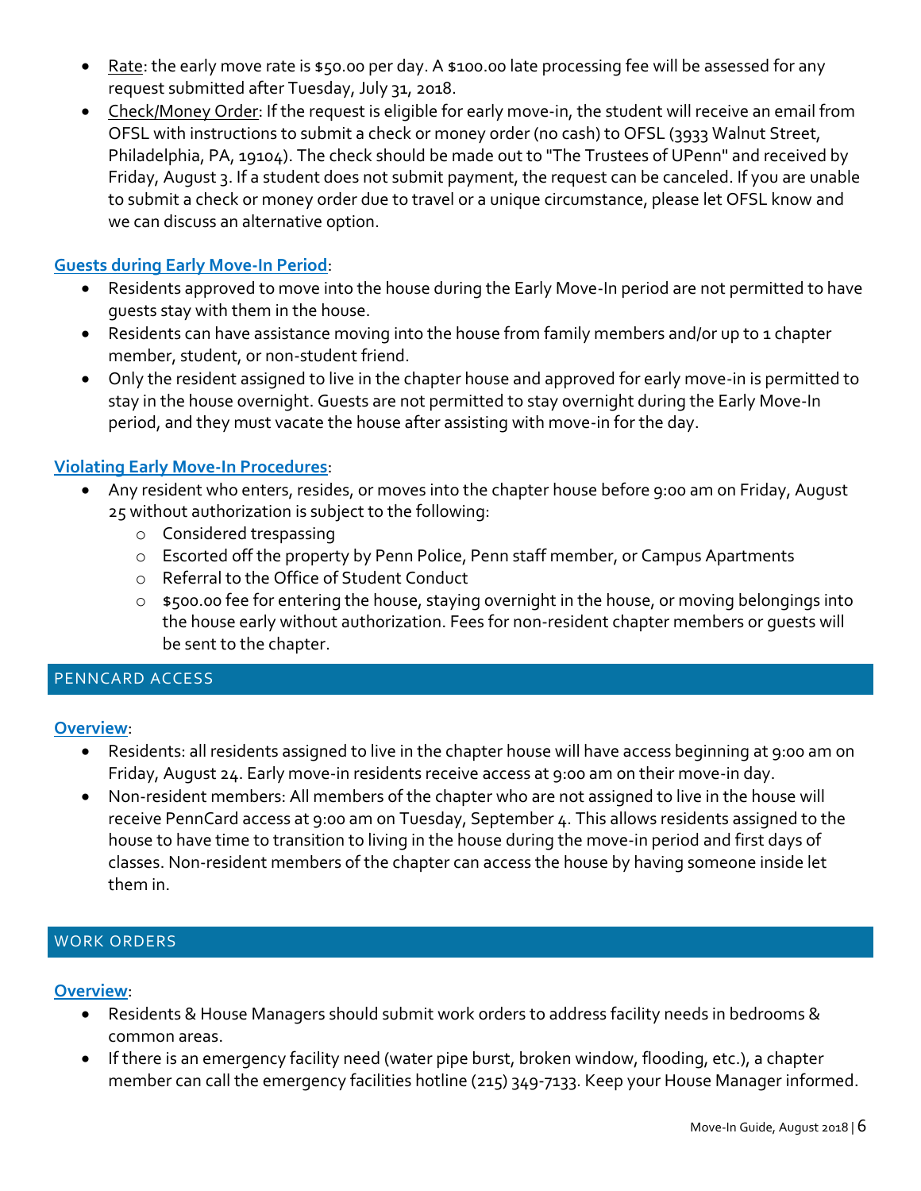- Rate: the early move rate is $50.00 per day. A $100.00 late processing fee will be assessed for any request submitted after Tuesday, July 31, 2018.
- Check/Money Order: If the request is eligible for early move-in, the student will receive an email from OFSL with instructions to submit a check or money order (no cash) to OFSL (3933 Walnut Street, Philadelphia, PA, 19104). The check should be made out to "The Trustees of UPenn" and received by Friday, August 3. If a student does not submit payment, the request can be canceled. If you are unable to submit a check or money order due to travel or a unique circumstance, please let OFSL know and we can discuss an alternative option.

**Guests during Early Move-In Period**:

- Residents approved to move into the house during the Early Move-In period are not permitted to have guests stay with them in the house.
- Residents can have assistance moving into the house from family members and/or up to 1 chapter member, student, or non-student friend.
- Only the resident assigned to live in the chapter house and approved for early move-in is permitted to stay in the house overnight. Guests are not permitted to stay overnight during the Early Move-In period, and they must vacate the house after assisting with move-in for the day.

**Violating Early Move-In Procedures**:

- Any resident who enters, resides, or moves into the chapter house before 9:00 am on Friday, August 25 without authorization is subject to the following:
  - Considered trespassing
  - Escorted off the property by Penn Police, Penn staff member, or Campus Apartments
  - Referral to the Office of Student Conduct
  - $500.00 fee for entering the house, staying overnight in the house, or moving belongings into the house early without authorization. Fees for non-resident chapter members or guests will be sent to the chapter.

## PENNCARD ACCESS

**Overview**:

- Residents: all residents assigned to live in the chapter house will have access beginning at 9:00 am on Friday, August 24. Early move-in residents receive access at 9:00 am on their move-in day.
- Non-resident members: All members of the chapter who are not assigned to live in the house will receive PennCard access at 9:00 am on Tuesday, September 4. This allows residents assigned to the house to have time to transition to living in the house during the move-in period and first days of classes. Non-resident members of the chapter can access the house by having someone inside let them in.

## WORK ORDERS

**Overview**:

- Residents & House Managers should submit work orders to address facility needs in bedrooms & common areas.
- If there is an emergency facility need (water pipe burst, broken window, flooding, etc.), a chapter member can call the emergency facilities hotline (215) 349-7133. Keep your House Manager informed.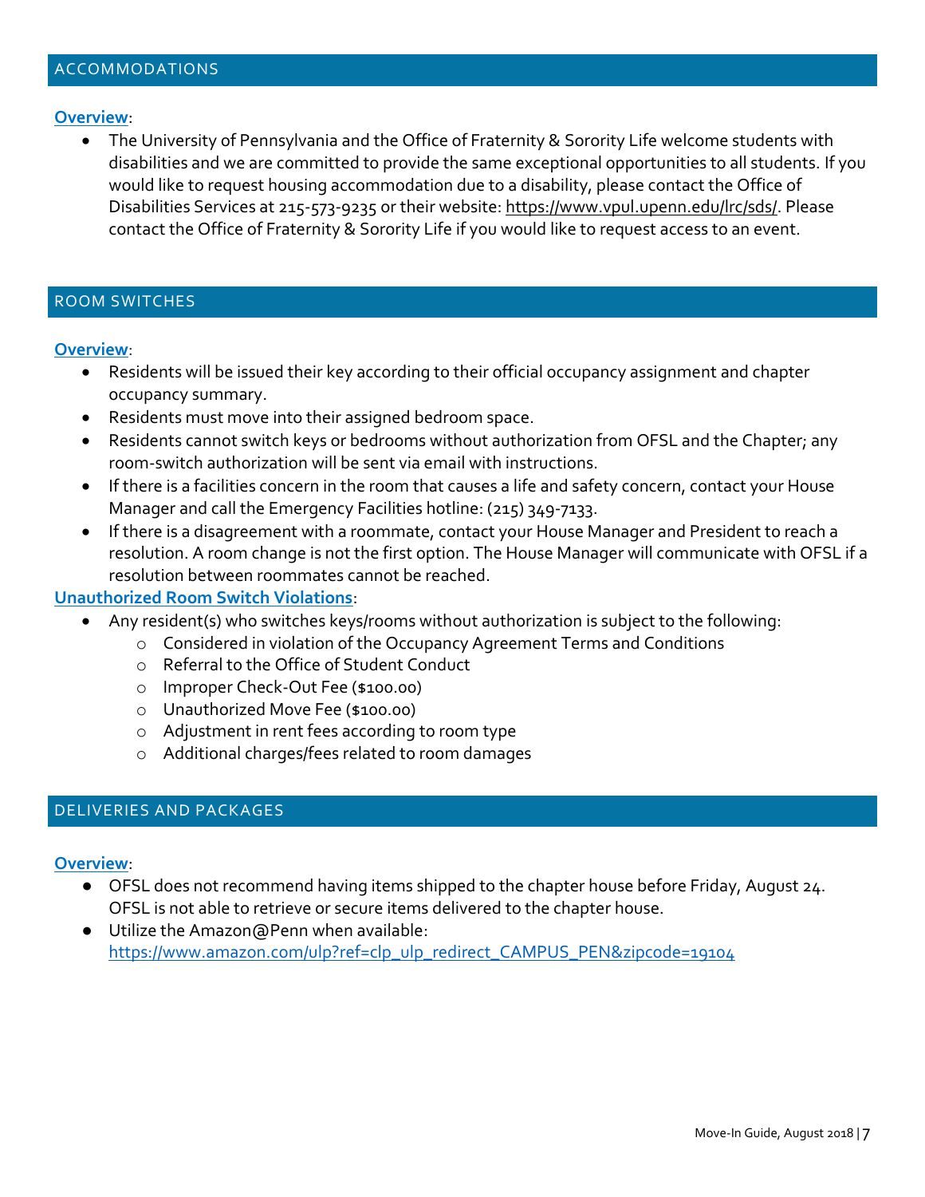## ACCOMMODATIONS

**Overview**:

- The University of Pennsylvania and the Office of Fraternity & Sorority Life welcome students with disabilities and we are committed to provide the same exceptional opportunities to all students. If you would like to request housing accommodation due to a disability, please contact the Office of Disabilities Services at 215-573-9235 or their website: https://www.vpul.upenn.edu/lrc/sds/. Please contact the Office of Fraternity & Sorority Life if you would like to request access to an event.

## ROOM SWITCHES

**Overview**:

- Residents will be issued their key according to their official occupancy assignment and chapter occupancy summary.
- Residents must move into their assigned bedroom space.
- Residents cannot switch keys or bedrooms without authorization from OFSL and the Chapter; any room-switch authorization will be sent via email with instructions.
- If there is a facilities concern in the room that causes a life and safety concern, contact your House Manager and call the Emergency Facilities hotline: (215) 349-7133.
- If there is a disagreement with a roommate, contact your House Manager and President to reach a resolution. A room change is not the first option. The House Manager will communicate with OFSL if a resolution between roommates cannot be reached.

**Unauthorized Room Switch Violations**:

- Any resident(s) who switches keys/rooms without authorization is subject to the following:
  - Considered in violation of the Occupancy Agreement Terms and Conditions
  - Referral to the Office of Student Conduct
  - Improper Check-Out Fee ($100.00)
  - Unauthorized Move Fee ($100.00)
  - Adjustment in rent fees according to room type
  - Additional charges/fees related to room damages

## DELIVERIES AND PACKAGES

**Overview**:

- OFSL does not recommend having items shipped to the chapter house before Friday, August 24. OFSL is not able to retrieve or secure items delivered to the chapter house.
- Utilize the Amazon@Penn when available: https://www.amazon.com/ulp?ref=clp_ulp_redirect_CAMPUS_PEN&zipcode=19104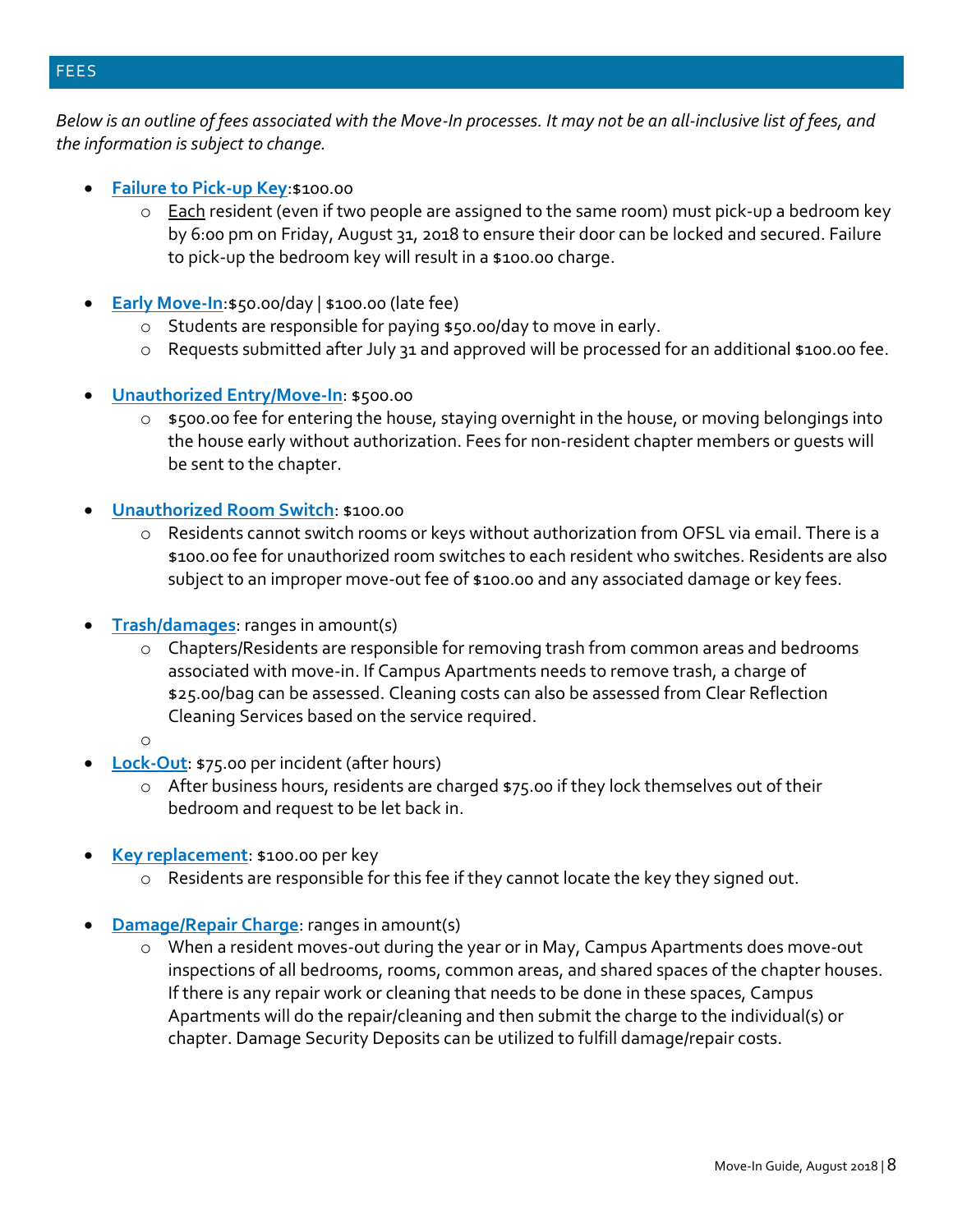## FEES

*Below is an outline of fees associated with the Move-In processes. It may not be an all-inclusive list of fees, and the information is subject to change.*

- **Failure to Pick-up Key**: $100.00
  - Each resident (even if two people are assigned to the same room) must pick-up a bedroom key by 6:00 pm on Friday, August 31, 2018 to ensure their door can be locked and secured. Failure to pick-up the bedroom key will result in a $100.00 charge.
- **Early Move-In**: $50.00/day | $100.00 (late fee)
  - Students are responsible for paying $50.00/day to move in early.
  - Requests submitted after July 31 and approved will be processed for an additional $100.00 fee.
- **Unauthorized Entry/Move-In**: $500.00
  - $500.00 fee for entering the house, staying overnight in the house, or moving belongings into the house early without authorization. Fees for non-resident chapter members or guests will be sent to the chapter.
- **Unauthorized Room Switch**: $100.00
  - Residents cannot switch rooms or keys without authorization from OFSL via email. There is a $100.00 fee for unauthorized room switches to each resident who switches. Residents are also subject to an improper move-out fee of $100.00 and any associated damage or key fees.
- **Trash/damages**: ranges in amount(s)
  - Chapters/Residents are responsible for removing trash from common areas and bedrooms associated with move-in. If Campus Apartments needs to remove trash, a charge of $25.00/bag can be assessed. Cleaning costs can also be assessed from Clear Reflection Cleaning Services based on the service required.
- **Lock-Out**: $75.00 per incident (after hours)
  - After business hours, residents are charged $75.00 if they lock themselves out of their bedroom and request to be let back in.
- **Key replacement**: $100.00 per key
  - Residents are responsible for this fee if they cannot locate the key they signed out.
- **Damage/Repair Charge**: ranges in amount(s)
  - When a resident moves-out during the year or in May, Campus Apartments does move-out inspections of all bedrooms, rooms, common areas, and shared spaces of the chapter houses. If there is any repair work or cleaning that needs to be done in these spaces, Campus Apartments will do the repair/cleaning and then submit the charge to the individual(s) or chapter. Damage Security Deposits can be utilized to fulfill damage/repair costs.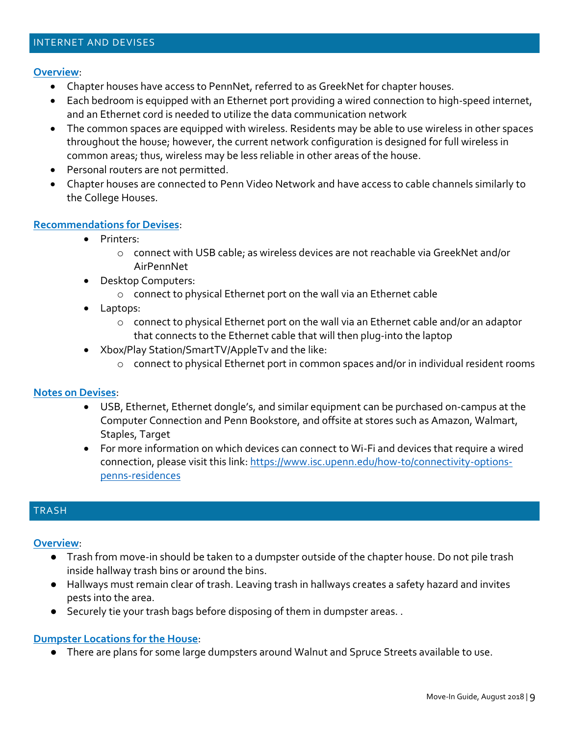## INTERNET AND DEVISES

**Overview**:

- Chapter houses have access to PennNet, referred to as GreekNet for chapter houses.
- Each bedroom is equipped with an Ethernet port providing a wired connection to high-speed internet, and an Ethernet cord is needed to utilize the data communication network
- The common spaces are equipped with wireless. Residents may be able to use wireless in other spaces throughout the house; however, the current network configuration is designed for full wireless in common areas; thus, wireless may be less reliable in other areas of the house.
- Personal routers are not permitted.
- Chapter houses are connected to Penn Video Network and have access to cable channels similarly to the College Houses.

**Recommendations for Devises**:

- Printers:
  - connect with USB cable; as wireless devices are not reachable via GreekNet and/or AirPennNet
- Desktop Computers:
  - connect to physical Ethernet port on the wall via an Ethernet cable
- Laptops:
  - connect to physical Ethernet port on the wall via an Ethernet cable and/or an adaptor that connects to the Ethernet cable that will then plug-into the laptop
- Xbox/Play Station/SmartTV/AppleTv and the like:
  - connect to physical Ethernet port in common spaces and/or in individual resident rooms

**Notes on Devises**:

- USB, Ethernet, Ethernet dongle's, and similar equipment can be purchased on-campus at the Computer Connection and Penn Bookstore, and offsite at stores such as Amazon, Walmart, Staples, Target
- For more information on which devices can connect to Wi-Fi and devices that require a wired connection, please visit this link: https://www.isc.upenn.edu/how-to/connectivity-options-penns-residences

## TRASH

**Overview**:

- Trash from move-in should be taken to a dumpster outside of the chapter house. Do not pile trash inside hallway trash bins or around the bins.
- Hallways must remain clear of trash. Leaving trash in hallways creates a safety hazard and invites pests into the area.
- Securely tie your trash bags before disposing of them in dumpster areas. .

**Dumpster Locations for the House**:

- There are plans for some large dumpsters around Walnut and Spruce Streets available to use.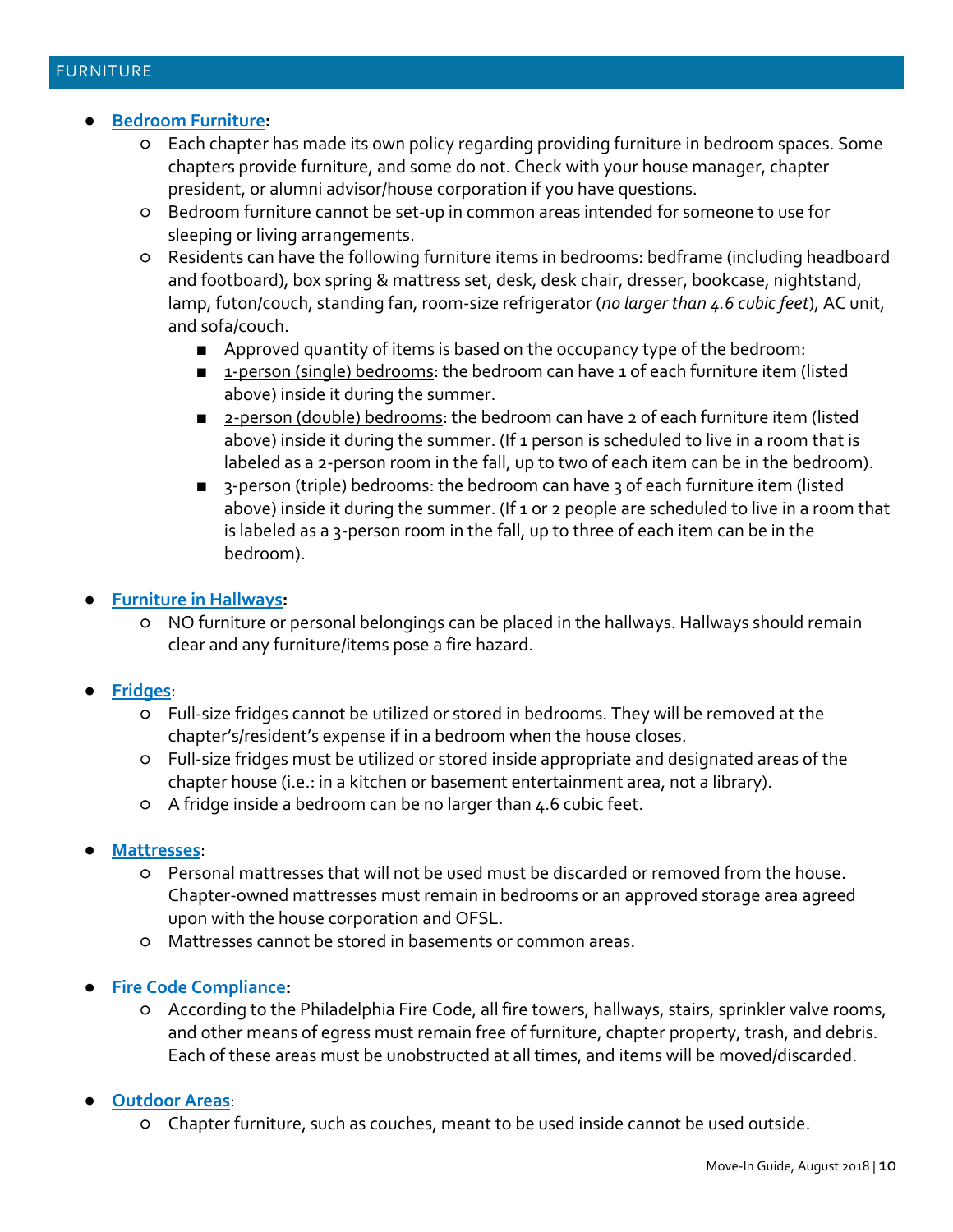## FURNITURE

- **Bedroom Furniture:**
  - Each chapter has made its own policy regarding providing furniture in bedroom spaces. Some chapters provide furniture, and some do not. Check with your house manager, chapter president, or alumni advisor/house corporation if you have questions.
  - Bedroom furniture cannot be set-up in common areas intended for someone to use for sleeping or living arrangements.
  - Residents can have the following furniture items in bedrooms: bedframe (including headboard and footboard), box spring & mattress set, desk, desk chair, dresser, bookcase, nightstand, lamp, futon/couch, standing fan, room-size refrigerator (*no larger than 4.6 cubic feet*), AC unit, and sofa/couch.
    - Approved quantity of items is based on the occupancy type of the bedroom:
    - 1-person (single) bedrooms: the bedroom can have 1 of each furniture item (listed above) inside it during the summer.
    - 2-person (double) bedrooms: the bedroom can have 2 of each furniture item (listed above) inside it during the summer. (If 1 person is scheduled to live in a room that is labeled as a 2-person room in the fall, up to two of each item can be in the bedroom).
    - 3-person (triple) bedrooms: the bedroom can have 3 of each furniture item (listed above) inside it during the summer. (If 1 or 2 people are scheduled to live in a room that is labeled as a 3-person room in the fall, up to three of each item can be in the bedroom).

- **Furniture in Hallways:**
  - NO furniture or personal belongings can be placed in the hallways. Hallways should remain clear and any furniture/items pose a fire hazard.

- **Fridges**:
  - Full-size fridges cannot be utilized or stored in bedrooms. They will be removed at the chapter's/resident's expense if in a bedroom when the house closes.
  - Full-size fridges must be utilized or stored inside appropriate and designated areas of the chapter house (i.e.: in a kitchen or basement entertainment area, not a library).
  - A fridge inside a bedroom can be no larger than 4.6 cubic feet.

- **Mattresses**:
  - Personal mattresses that will not be used must be discarded or removed from the house. Chapter-owned mattresses must remain in bedrooms or an approved storage area agreed upon with the house corporation and OFSL.
  - Mattresses cannot be stored in basements or common areas.

- **Fire Code Compliance:**
  - According to the Philadelphia Fire Code, all fire towers, hallways, stairs, sprinkler valve rooms, and other means of egress must remain free of furniture, chapter property, trash, and debris. Each of these areas must be unobstructed at all times, and items will be moved/discarded.

- **Outdoor Areas**:
  - Chapter furniture, such as couches, meant to be used inside cannot be used outside.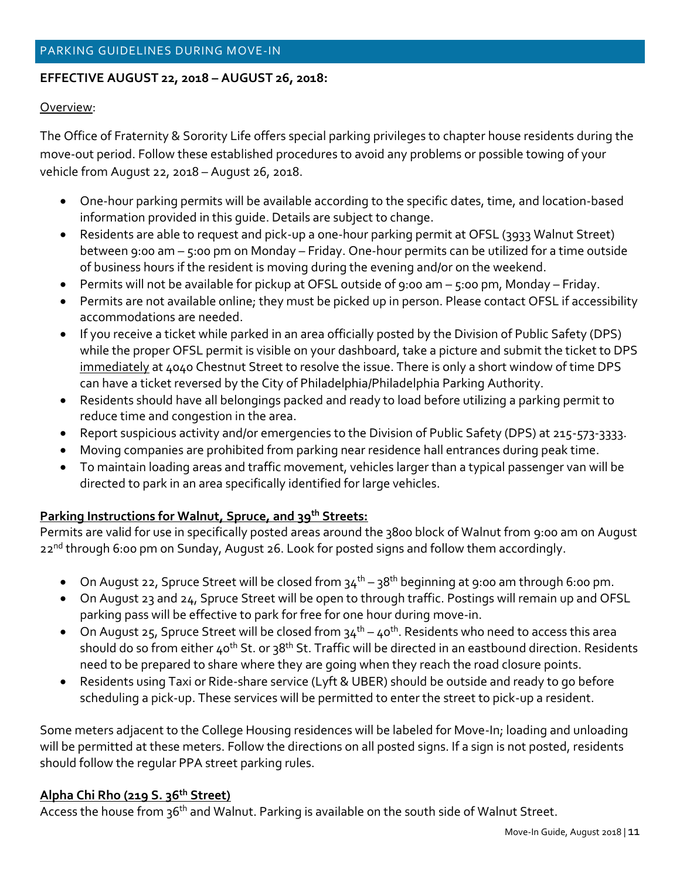## PARKING GUIDELINES DURING MOVE-IN

**EFFECTIVE AUGUST 22, 2018 – AUGUST 26, 2018:**

Overview:

The Office of Fraternity & Sorority Life offers special parking privileges to chapter house residents during the move-out period. Follow these established procedures to avoid any problems or possible towing of your vehicle from August 22, 2018 – August 26, 2018.

- One-hour parking permits will be available according to the specific dates, time, and location-based information provided in this guide. Details are subject to change.
- Residents are able to request and pick-up a one-hour parking permit at OFSL (3933 Walnut Street) between 9:00 am – 5:00 pm on Monday – Friday. One-hour permits can be utilized for a time outside of business hours if the resident is moving during the evening and/or on the weekend.
- Permits will not be available for pickup at OFSL outside of 9:00 am – 5:00 pm, Monday – Friday.
- Permits are not available online; they must be picked up in person. Please contact OFSL if accessibility accommodations are needed.
- If you receive a ticket while parked in an area officially posted by the Division of Public Safety (DPS) while the proper OFSL permit is visible on your dashboard, take a picture and submit the ticket to DPS immediately at 4040 Chestnut Street to resolve the issue. There is only a short window of time DPS can have a ticket reversed by the City of Philadelphia/Philadelphia Parking Authority.
- Residents should have all belongings packed and ready to load before utilizing a parking permit to reduce time and congestion in the area.
- Report suspicious activity and/or emergencies to the Division of Public Safety (DPS) at 215-573-3333.
- Moving companies are prohibited from parking near residence hall entrances during peak time.
- To maintain loading areas and traffic movement, vehicles larger than a typical passenger van will be directed to park in an area specifically identified for large vehicles.

### Parking Instructions for Walnut, Spruce, and 39th Streets:

Permits are valid for use in specifically posted areas around the 3800 block of Walnut from 9:00 am on August 22nd through 6:00 pm on Sunday, August 26. Look for posted signs and follow them accordingly.

- On August 22, Spruce Street will be closed from 34th – 38th beginning at 9:00 am through 6:00 pm.
- On August 23 and 24, Spruce Street will be open to through traffic. Postings will remain up and OFSL parking pass will be effective to park for free for one hour during move-in.
- On August 25, Spruce Street will be closed from 34th – 40th. Residents who need to access this area should do so from either 40th St. or 38th St. Traffic will be directed in an eastbound direction. Residents need to be prepared to share where they are going when they reach the road closure points.
- Residents using Taxi or Ride-share service (Lyft & UBER) should be outside and ready to go before scheduling a pick-up. These services will be permitted to enter the street to pick-up a resident.

Some meters adjacent to the College Housing residences will be labeled for Move-In; loading and unloading will be permitted at these meters. Follow the directions on all posted signs. If a sign is not posted, residents should follow the regular PPA street parking rules.

### Alpha Chi Rho (219 S. 36th Street)

Access the house from 36th and Walnut. Parking is available on the south side of Walnut Street.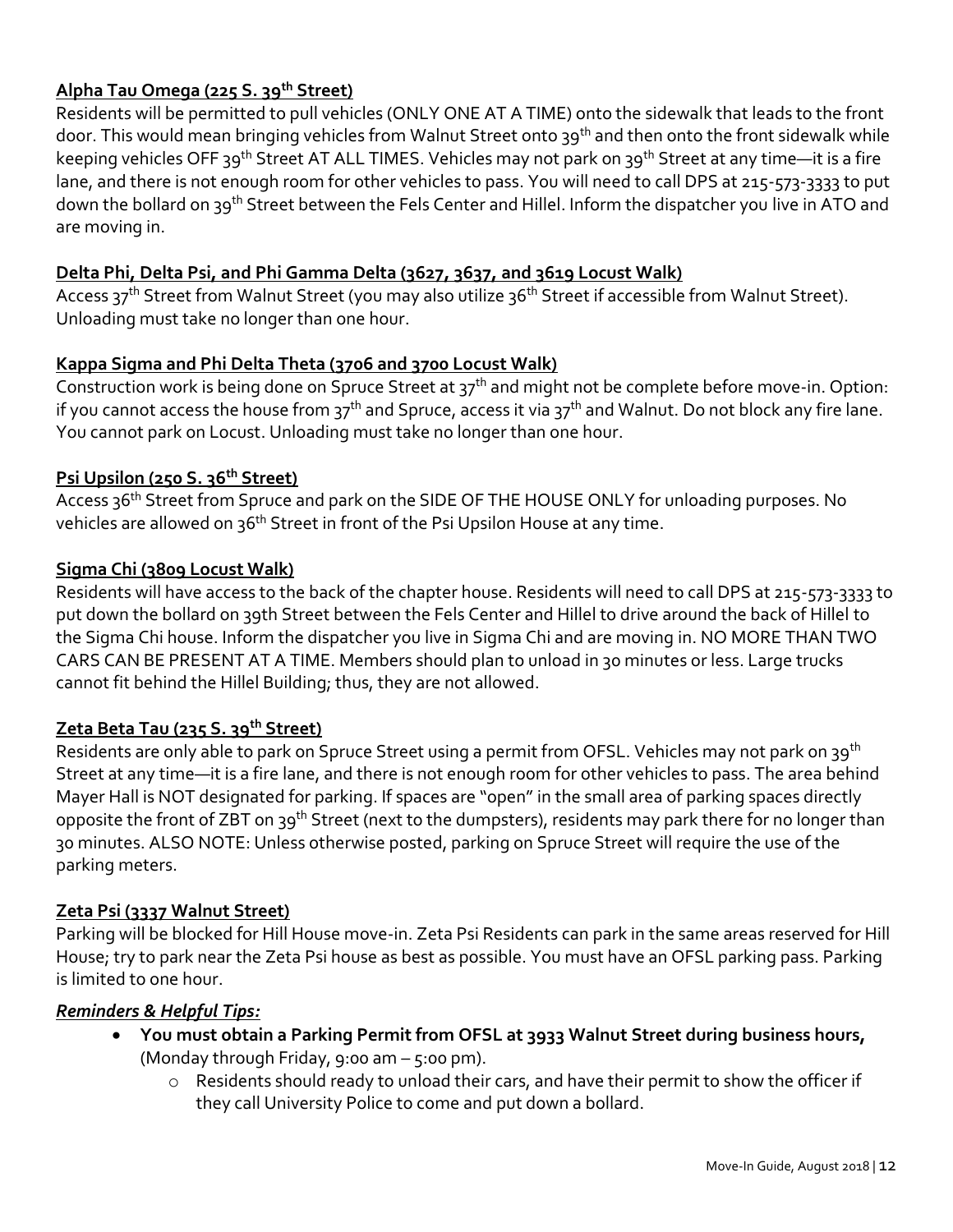**Alpha Tau Omega (225 S. 39th Street)**

Residents will be permitted to pull vehicles (ONLY ONE AT A TIME) onto the sidewalk that leads to the front door. This would mean bringing vehicles from Walnut Street onto 39th and then onto the front sidewalk while keeping vehicles OFF 39th Street AT ALL TIMES. Vehicles may not park on 39th Street at any time—it is a fire lane, and there is not enough room for other vehicles to pass. You will need to call DPS at 215-573-3333 to put down the bollard on 39th Street between the Fels Center and Hillel. Inform the dispatcher you live in ATO and are moving in.

**Delta Phi, Delta Psi, and Phi Gamma Delta (3627, 3637, and 3619 Locust Walk)**

Access 37th Street from Walnut Street (you may also utilize 36th Street if accessible from Walnut Street). Unloading must take no longer than one hour.

**Kappa Sigma and Phi Delta Theta (3706 and 3700 Locust Walk)**

Construction work is being done on Spruce Street at 37th and might not be complete before move-in. Option: if you cannot access the house from 37th and Spruce, access it via 37th and Walnut. Do not block any fire lane. You cannot park on Locust. Unloading must take no longer than one hour.

**Psi Upsilon (250 S. 36th Street)**

Access 36th Street from Spruce and park on the SIDE OF THE HOUSE ONLY for unloading purposes. No vehicles are allowed on 36th Street in front of the Psi Upsilon House at any time.

**Sigma Chi (3809 Locust Walk)**

Residents will have access to the back of the chapter house. Residents will need to call DPS at 215-573-3333 to put down the bollard on 39th Street between the Fels Center and Hillel to drive around the back of Hillel to the Sigma Chi house. Inform the dispatcher you live in Sigma Chi and are moving in. NO MORE THAN TWO CARS CAN BE PRESENT AT A TIME. Members should plan to unload in 30 minutes or less. Large trucks cannot fit behind the Hillel Building; thus, they are not allowed.

**Zeta Beta Tau (235 S. 39th Street)**

Residents are only able to park on Spruce Street using a permit from OFSL. Vehicles may not park on 39th Street at any time—it is a fire lane, and there is not enough room for other vehicles to pass. The area behind Mayer Hall is NOT designated for parking. If spaces are "open" in the small area of parking spaces directly opposite the front of ZBT on 39th Street (next to the dumpsters), residents may park there for no longer than 30 minutes. ALSO NOTE: Unless otherwise posted, parking on Spruce Street will require the use of the parking meters.

**Zeta Psi (3337 Walnut Street)**

Parking will be blocked for Hill House move-in. Zeta Psi Residents can park in the same areas reserved for Hill House; try to park near the Zeta Psi house as best as possible. You must have an OFSL parking pass. Parking is limited to one hour.

***Reminders & Helpful Tips:***

- **You must obtain a Parking Permit from OFSL at 3933 Walnut Street during business hours,** (Monday through Friday, 9:00 am – 5:00 pm).
  - Residents should ready to unload their cars, and have their permit to show the officer if they call University Police to come and put down a bollard.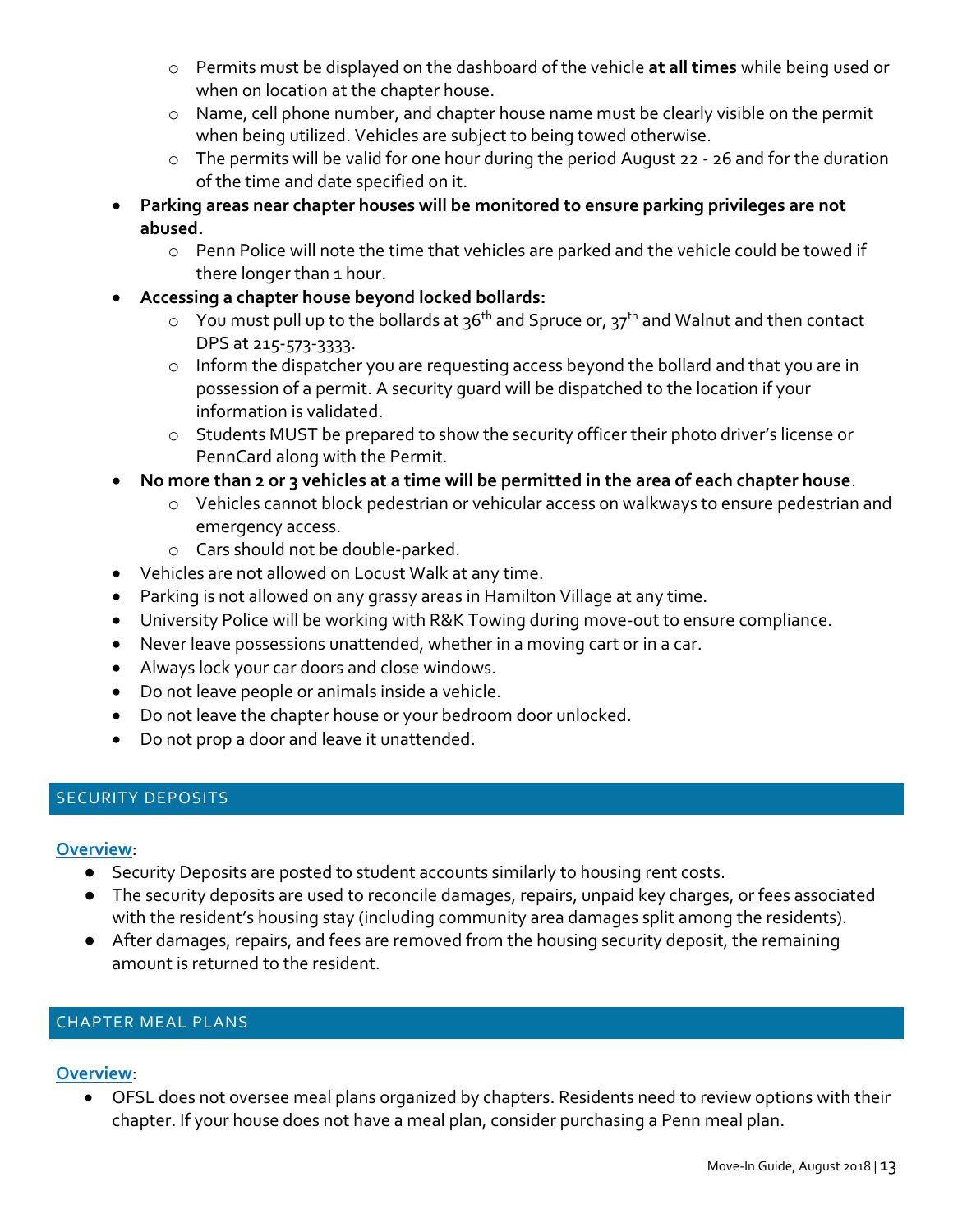- Permits must be displayed on the dashboard of the vehicle **at all times** while being used or when on location at the chapter house.
  - Name, cell phone number, and chapter house name must be clearly visible on the permit when being utilized. Vehicles are subject to being towed otherwise.
  - The permits will be valid for one hour during the period August 22 - 26 and for the duration of the time and date specified on it.
- **Parking areas near chapter houses will be monitored to ensure parking privileges are not abused.**
  - Penn Police will note the time that vehicles are parked and the vehicle could be towed if there longer than 1 hour.
- **Accessing a chapter house beyond locked bollards:**
  - You must pull up to the bollards at 36th and Spruce or, 37th and Walnut and then contact DPS at 215-573-3333.
  - Inform the dispatcher you are requesting access beyond the bollard and that you are in possession of a permit. A security guard will be dispatched to the location if your information is validated.
  - Students MUST be prepared to show the security officer their photo driver's license or PennCard along with the Permit.
- **No more than 2 or 3 vehicles at a time will be permitted in the area of each chapter house**.
  - Vehicles cannot block pedestrian or vehicular access on walkways to ensure pedestrian and emergency access.
  - Cars should not be double-parked.
- Vehicles are not allowed on Locust Walk at any time.
- Parking is not allowed on any grassy areas in Hamilton Village at any time.
- University Police will be working with R&K Towing during move-out to ensure compliance.
- Never leave possessions unattended, whether in a moving cart or in a car.
- Always lock your car doors and close windows.
- Do not leave people or animals inside a vehicle.
- Do not leave the chapter house or your bedroom door unlocked.
- Do not prop a door and leave it unattended.

## SECURITY DEPOSITS

**Overview**:

- Security Deposits are posted to student accounts similarly to housing rent costs.
- The security deposits are used to reconcile damages, repairs, unpaid key charges, or fees associated with the resident's housing stay (including community area damages split among the residents).
- After damages, repairs, and fees are removed from the housing security deposit, the remaining amount is returned to the resident.

## CHAPTER MEAL PLANS

**Overview**:

- OFSL does not oversee meal plans organized by chapters. Residents need to review options with their chapter. If your house does not have a meal plan, consider purchasing a Penn meal plan.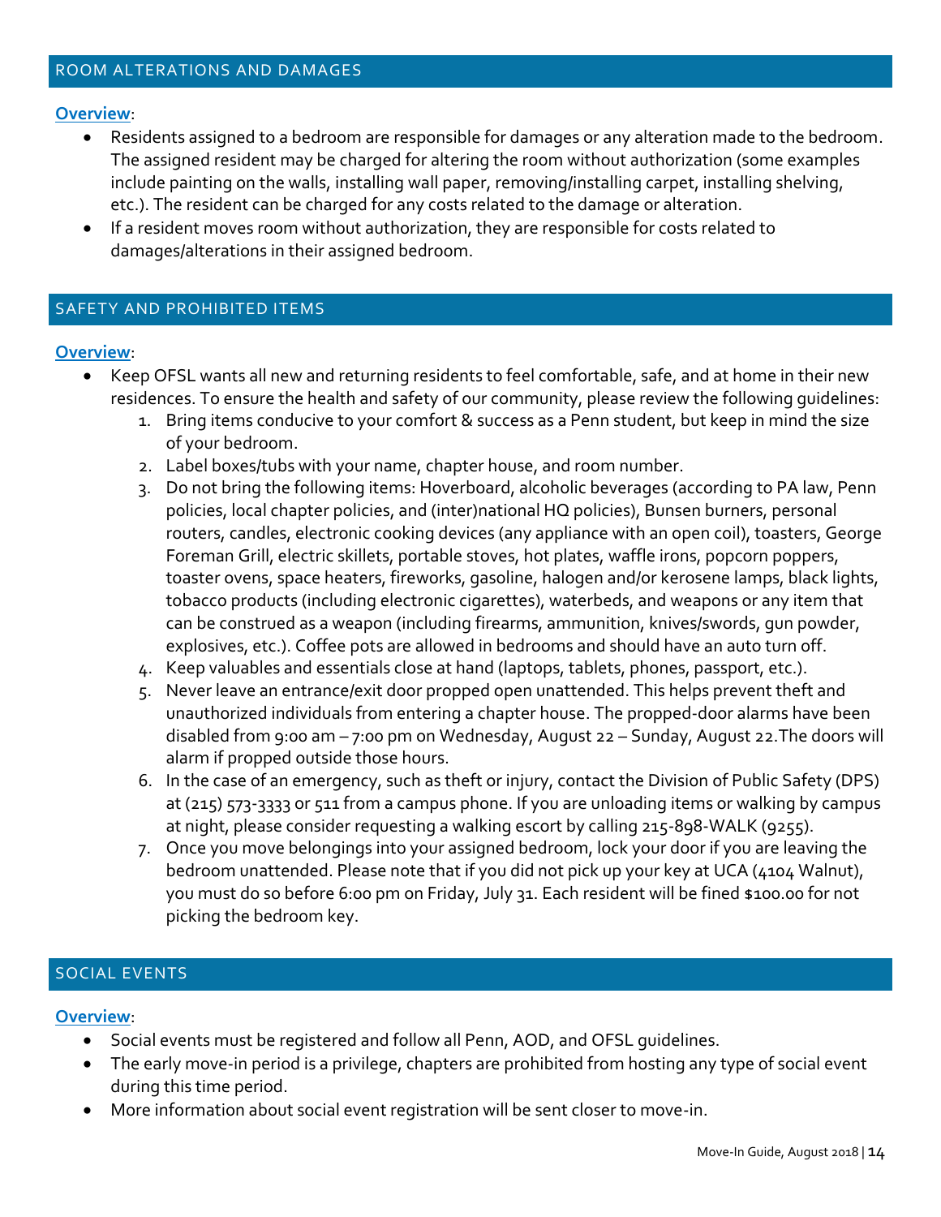## ROOM ALTERATIONS AND DAMAGES

**Overview**:

- Residents assigned to a bedroom are responsible for damages or any alteration made to the bedroom. The assigned resident may be charged for altering the room without authorization (some examples include painting on the walls, installing wall paper, removing/installing carpet, installing shelving, etc.). The resident can be charged for any costs related to the damage or alteration.
- If a resident moves room without authorization, they are responsible for costs related to damages/alterations in their assigned bedroom.

## SAFETY AND PROHIBITED ITEMS

**Overview**:

- Keep OFSL wants all new and returning residents to feel comfortable, safe, and at home in their new residences. To ensure the health and safety of our community, please review the following guidelines:
  1. Bring items conducive to your comfort & success as a Penn student, but keep in mind the size of your bedroom.
  2. Label boxes/tubs with your name, chapter house, and room number.
  3. Do not bring the following items: Hoverboard, alcoholic beverages (according to PA law, Penn policies, local chapter policies, and (inter)national HQ policies), Bunsen burners, personal routers, candles, electronic cooking devices (any appliance with an open coil), toasters, George Foreman Grill, electric skillets, portable stoves, hot plates, waffle irons, popcorn poppers, toaster ovens, space heaters, fireworks, gasoline, halogen and/or kerosene lamps, black lights, tobacco products (including electronic cigarettes), waterbeds, and weapons or any item that can be construed as a weapon (including firearms, ammunition, knives/swords, gun powder, explosives, etc.). Coffee pots are allowed in bedrooms and should have an auto turn off.
  4. Keep valuables and essentials close at hand (laptops, tablets, phones, passport, etc.).
  5. Never leave an entrance/exit door propped open unattended. This helps prevent theft and unauthorized individuals from entering a chapter house. The propped-door alarms have been disabled from 9:00 am – 7:00 pm on Wednesday, August 22 – Sunday, August 22.The doors will alarm if propped outside those hours.
  6. In the case of an emergency, such as theft or injury, contact the Division of Public Safety (DPS) at (215) 573-3333 or 511 from a campus phone. If you are unloading items or walking by campus at night, please consider requesting a walking escort by calling 215-898-WALK (9255).
  7. Once you move belongings into your assigned bedroom, lock your door if you are leaving the bedroom unattended. Please note that if you did not pick up your key at UCA (4104 Walnut), you must do so before 6:00 pm on Friday, July 31. Each resident will be fined $100.00 for not picking the bedroom key.

## SOCIAL EVENTS

**Overview**:

- Social events must be registered and follow all Penn, AOD, and OFSL guidelines.
- The early move-in period is a privilege, chapters are prohibited from hosting any type of social event during this time period.
- More information about social event registration will be sent closer to move-in.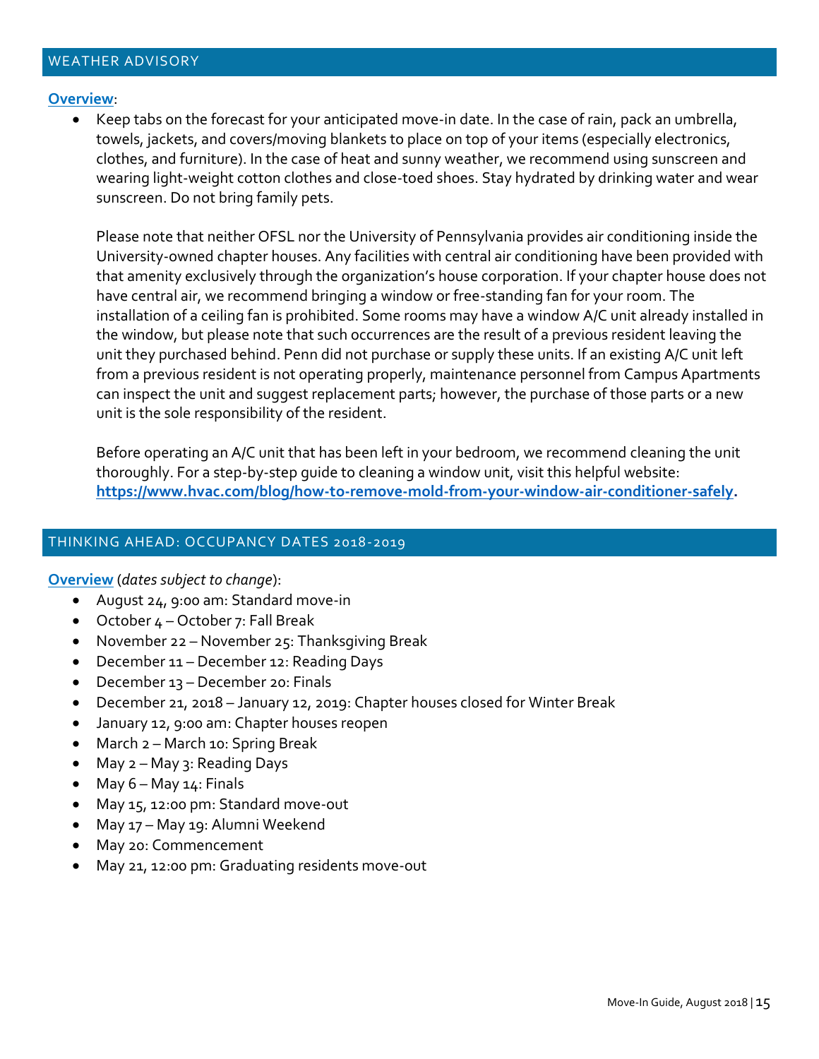## WEATHER ADVISORY

**Overview**:

- Keep tabs on the forecast for your anticipated move-in date. In the case of rain, pack an umbrella, towels, jackets, and covers/moving blankets to place on top of your items (especially electronics, clothes, and furniture). In the case of heat and sunny weather, we recommend using sunscreen and wearing light-weight cotton clothes and close-toed shoes. Stay hydrated by drinking water and wear sunscreen. Do not bring family pets.

  Please note that neither OFSL nor the University of Pennsylvania provides air conditioning inside the University-owned chapter houses. Any facilities with central air conditioning have been provided with that amenity exclusively through the organization's house corporation. If your chapter house does not have central air, we recommend bringing a window or free-standing fan for your room. The installation of a ceiling fan is prohibited. Some rooms may have a window A/C unit already installed in the window, but please note that such occurrences are the result of a previous resident leaving the unit they purchased behind. Penn did not purchase or supply these units. If an existing A/C unit left from a previous resident is not operating properly, maintenance personnel from Campus Apartments can inspect the unit and suggest replacement parts; however, the purchase of those parts or a new unit is the sole responsibility of the resident.

  Before operating an A/C unit that has been left in your bedroom, we recommend cleaning the unit thoroughly. For a step-by-step guide to cleaning a window unit, visit this helpful website: **https://www.hvac.com/blog/how-to-remove-mold-from-your-window-air-conditioner-safely.**

## THINKING AHEAD: OCCUPANCY DATES 2018-2019

**Overview** (*dates subject to change*):

- August 24, 9:00 am: Standard move-in
- October 4 – October 7: Fall Break
- November 22 – November 25: Thanksgiving Break
- December 11 – December 12: Reading Days
- December 13 – December 20: Finals
- December 21, 2018 – January 12, 2019: Chapter houses closed for Winter Break
- January 12, 9:00 am: Chapter houses reopen
- March 2 – March 10: Spring Break
- May 2 – May 3: Reading Days
- May 6 – May 14: Finals
- May 15, 12:00 pm: Standard move-out
- May 17 – May 19: Alumni Weekend
- May 20: Commencement
- May 21, 12:00 pm: Graduating residents move-out